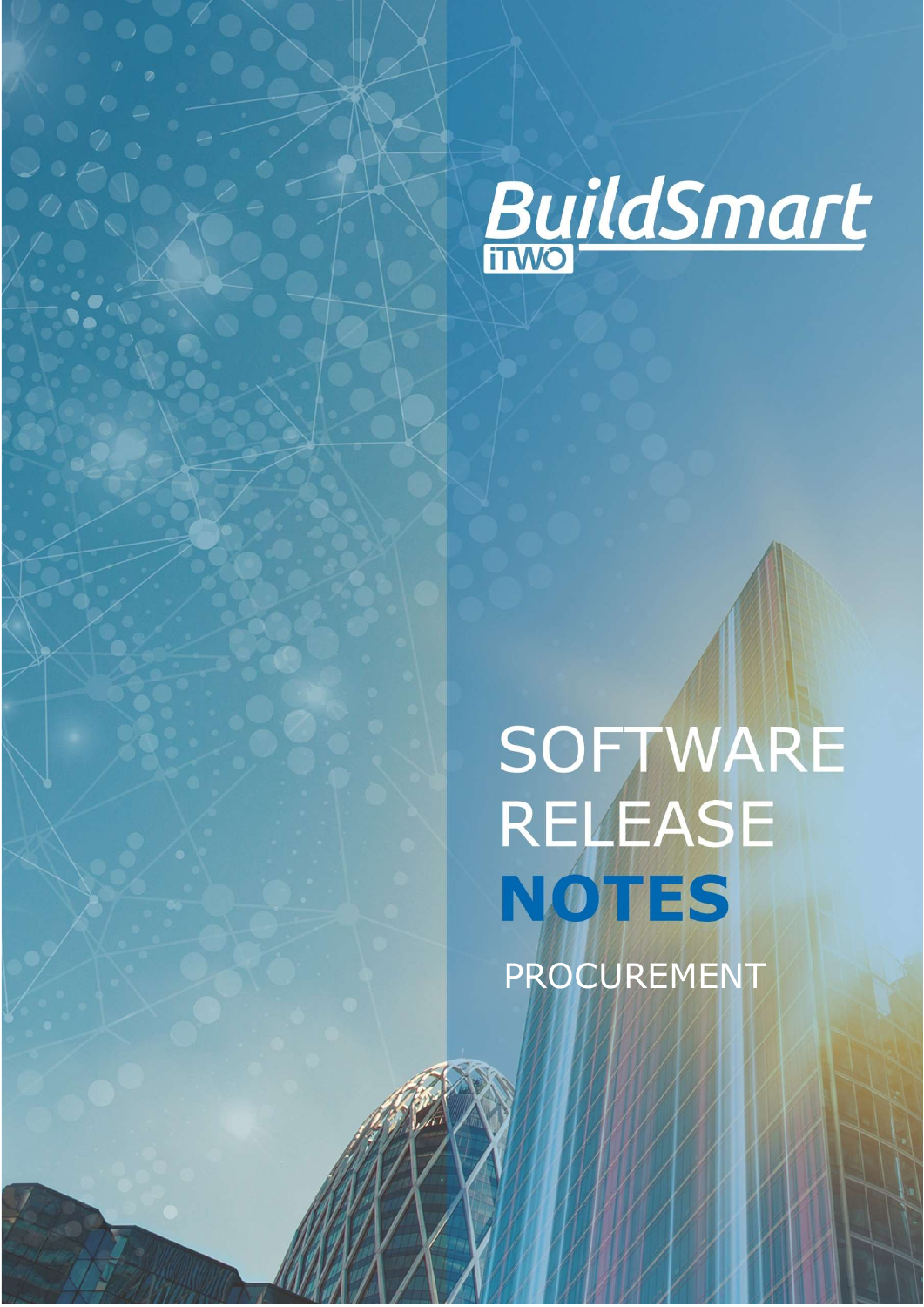BuildSmart

iTWO

# SOFTWARE RELEASE **NOTES**

PROCUREMENT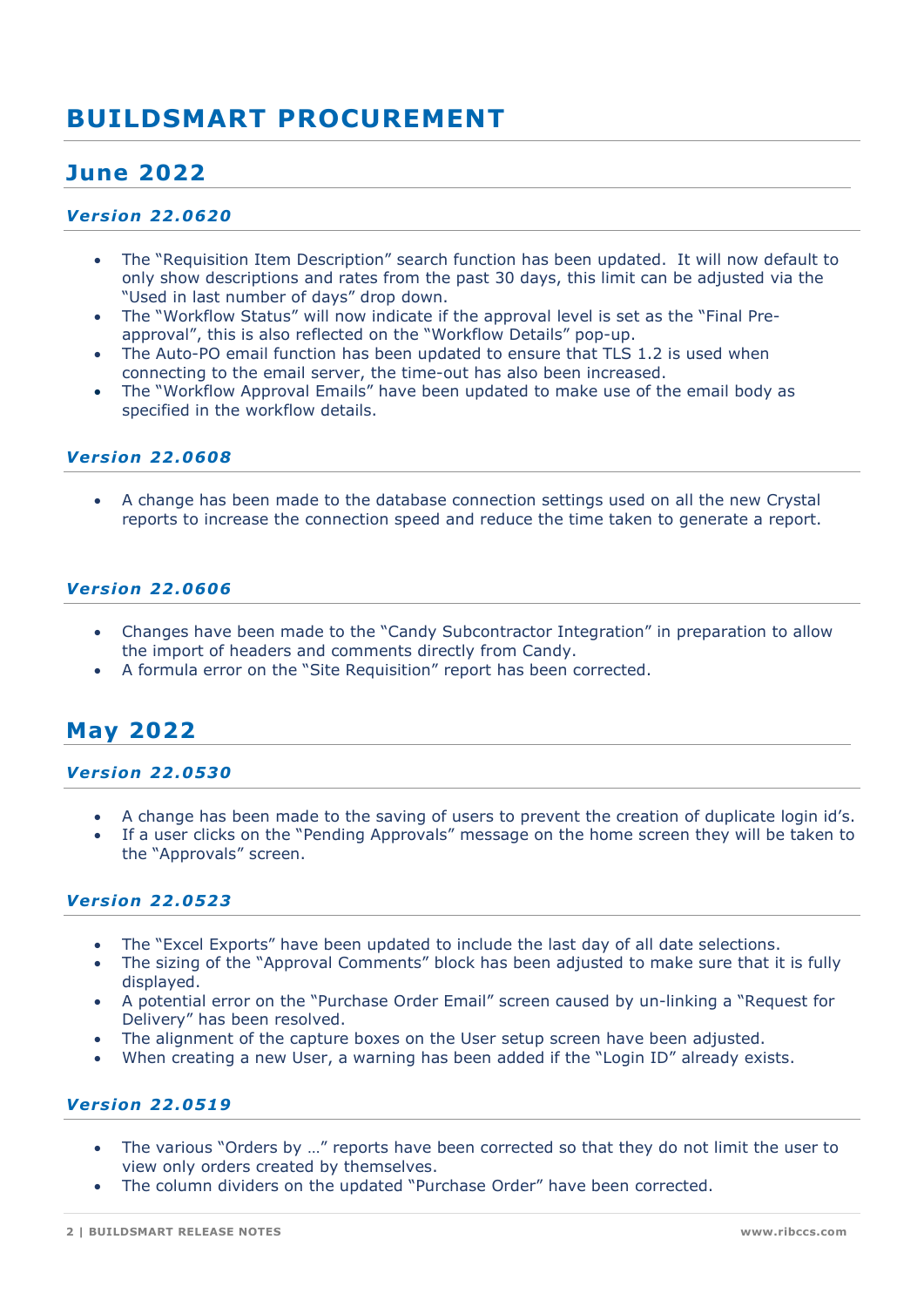# BUILDSMART PROCUREMENT

## June 2022

### *Version 22.0620*

- The “Requisition Item Description” search function has been updated. It will now default to only show descriptions and rates from the past 30 days, this limit can be adjusted via the “Used in last number of days” drop down.
- The “Workflow Status” will now indicate if the approval level is set as the “Final Pre-approval”, this is also reflected on the “Workflow Details” pop-up.
- The Auto-PO email function has been updated to ensure that TLS 1.2 is used when connecting to the email server, the time-out has also been increased.
- The “Workflow Approval Emails” have been updated to make use of the email body as specified in the workflow details.

### *Version 22.0608*

- A change has been made to the database connection settings used on all the new Crystal reports to increase the connection speed and reduce the time taken to generate a report.

### *Version 22.0606*

- Changes have been made to the “Candy Subcontractor Integration” in preparation to allow the import of headers and comments directly from Candy.
- A formula error on the “Site Requisition” report has been corrected.

## May 2022

### *Version 22.0530*

- A change has been made to the saving of users to prevent the creation of duplicate login id’s.
- If a user clicks on the “Pending Approvals” message on the home screen they will be taken to the “Approvals” screen.

### *Version 22.0523*

- The “Excel Exports” have been updated to include the last day of all date selections.
- The sizing of the “Approval Comments” block has been adjusted to make sure that it is fully displayed.
- A potential error on the “Purchase Order Email” screen caused by un-linking a “Request for Delivery” has been resolved.
- The alignment of the capture boxes on the User setup screen have been adjusted.
- When creating a new User, a warning has been added if the “Login ID” already exists.

### *Version 22.0519*

- The various “Orders by …” reports have been corrected so that they do not limit the user to view only orders created by themselves.
- The column dividers on the updated “Purchase Order” have been corrected.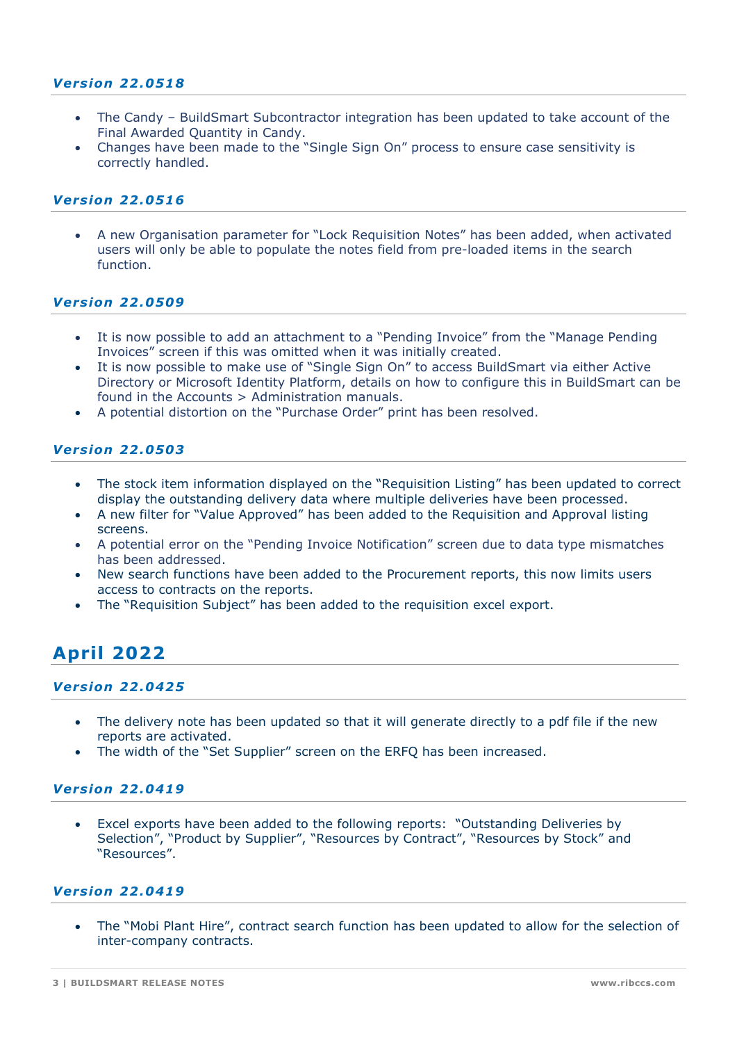### *Version 22.0518*

- The Candy – BuildSmart Subcontractor integration has been updated to take account of the Final Awarded Quantity in Candy.
- Changes have been made to the "Single Sign On" process to ensure case sensitivity is correctly handled.

### *Version 22.0516*

- A new Organisation parameter for "Lock Requisition Notes" has been added, when activated users will only be able to populate the notes field from pre-loaded items in the search function.

### *Version 22.0509*

- It is now possible to add an attachment to a "Pending Invoice" from the "Manage Pending Invoices" screen if this was omitted when it was initially created.
- It is now possible to make use of "Single Sign On" to access BuildSmart via either Active Directory or Microsoft Identity Platform, details on how to configure this in BuildSmart can be found in the Accounts > Administration manuals.
- A potential distortion on the "Purchase Order" print has been resolved.

### *Version 22.0503*

- The stock item information displayed on the "Requisition Listing" has been updated to correct display the outstanding delivery data where multiple deliveries have been processed.
- A new filter for "Value Approved" has been added to the Requisition and Approval listing screens.
- A potential error on the "Pending Invoice Notification" screen due to data type mismatches has been addressed.
- New search functions have been added to the Procurement reports, this now limits users access to contracts on the reports.
- The "Requisition Subject" has been added to the requisition excel export.

## April 2022

### *Version 22.0425*

- The delivery note has been updated so that it will generate directly to a pdf file if the new reports are activated.
- The width of the "Set Supplier" screen on the ERFQ has been increased.

### *Version 22.0419*

- Excel exports have been added to the following reports: "Outstanding Deliveries by Selection", "Product by Supplier", "Resources by Contract", "Resources by Stock" and "Resources".

### *Version 22.0419*

- The "Mobi Plant Hire", contract search function has been updated to allow for the selection of inter-company contracts.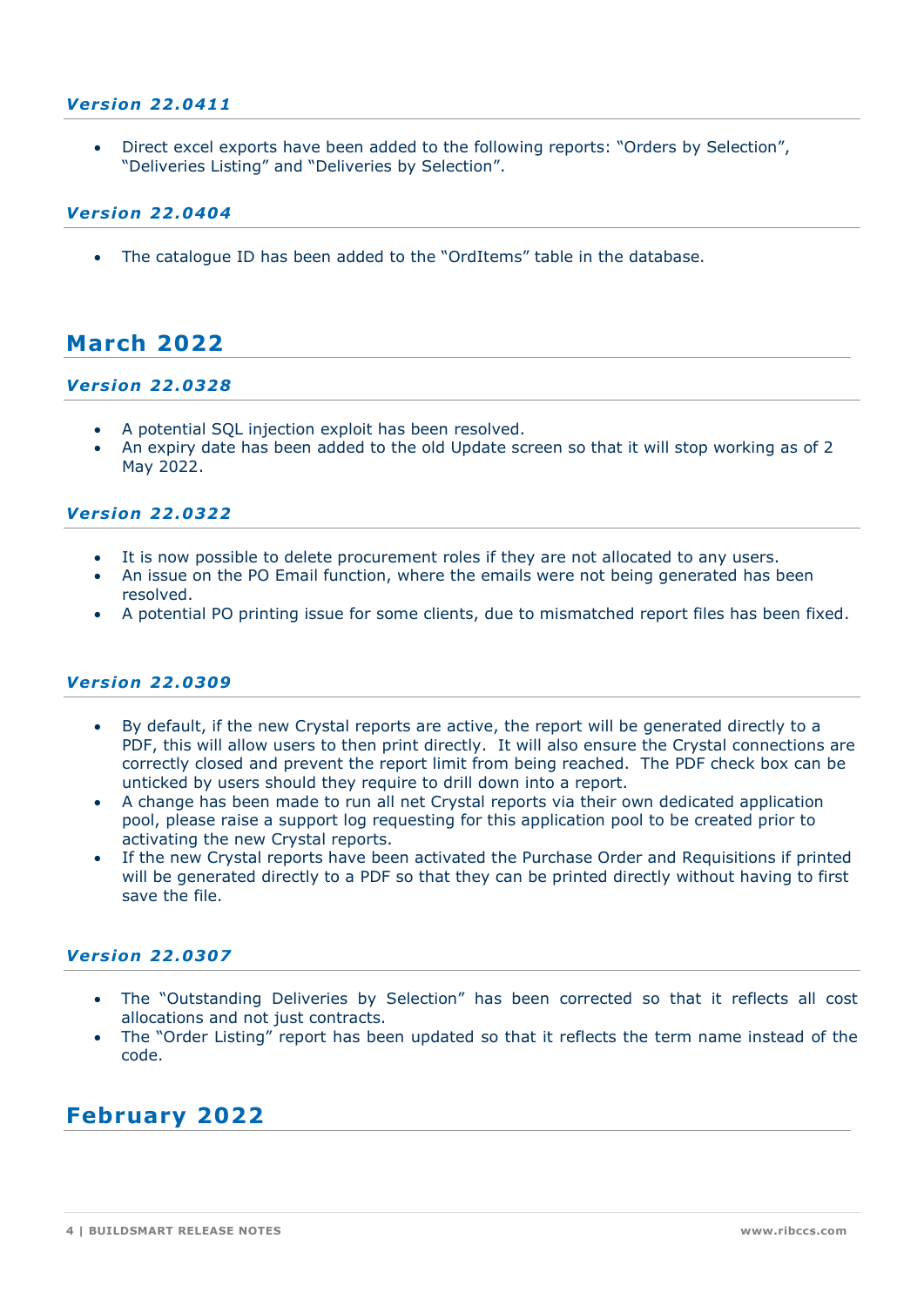### *Version 22.0411*

- Direct excel exports have been added to the following reports: "Orders by Selection", "Deliveries Listing" and "Deliveries by Selection".

### *Version 22.0404*

- The catalogue ID has been added to the "OrdItems" table in the database.

## March 2022

### *Version 22.0328*

- A potential SQL injection exploit has been resolved.
- An expiry date has been added to the old Update screen so that it will stop working as of 2 May 2022.

### *Version 22.0322*

- It is now possible to delete procurement roles if they are not allocated to any users.
- An issue on the PO Email function, where the emails were not being generated has been resolved.
- A potential PO printing issue for some clients, due to mismatched report files has been fixed.

### *Version 22.0309*

- By default, if the new Crystal reports are active, the report will be generated directly to a PDF, this will allow users to then print directly. It will also ensure the Crystal connections are correctly closed and prevent the report limit from being reached. The PDF check box can be unticked by users should they require to drill down into a report.
- A change has been made to run all net Crystal reports via their own dedicated application pool, please raise a support log requesting for this application pool to be created prior to activating the new Crystal reports.
- If the new Crystal reports have been activated the Purchase Order and Requisitions if printed will be generated directly to a PDF so that they can be printed directly without having to first save the file.

### *Version 22.0307*

- The "Outstanding Deliveries by Selection" has been corrected so that it reflects all cost allocations and not just contracts.
- The "Order Listing" report has been updated so that it reflects the term name instead of the code.

## February 2022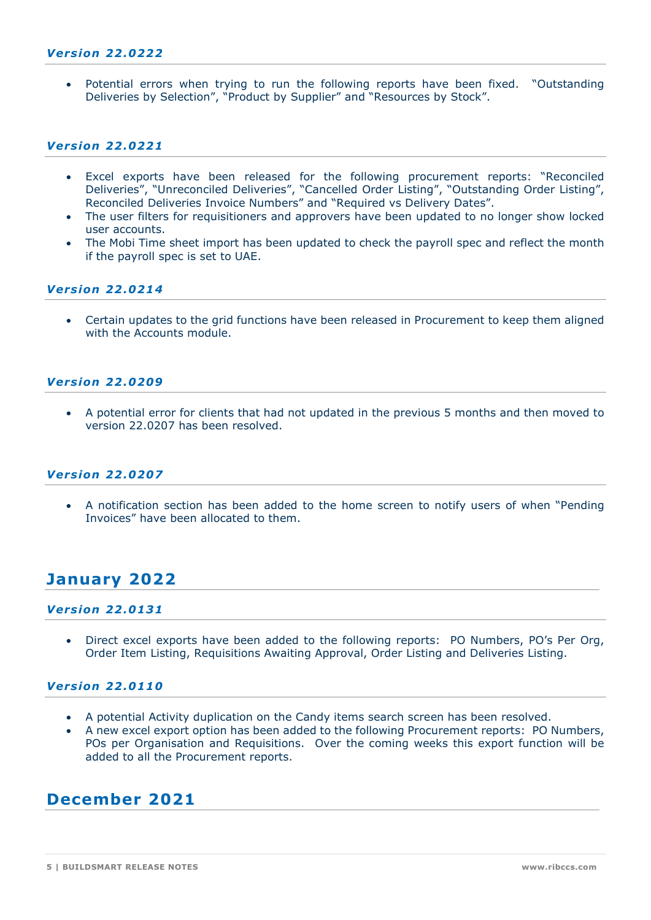### *Version 22.0222*

- Potential errors when trying to run the following reports have been fixed. "Outstanding Deliveries by Selection", "Product by Supplier" and "Resources by Stock".

### *Version 22.0221*

- Excel exports have been released for the following procurement reports: "Reconciled Deliveries", "Unreconciled Deliveries", "Cancelled Order Listing", "Outstanding Order Listing", Reconciled Deliveries Invoice Numbers" and "Required vs Delivery Dates".
- The user filters for requisitioners and approvers have been updated to no longer show locked user accounts.
- The Mobi Time sheet import has been updated to check the payroll spec and reflect the month if the payroll spec is set to UAE.

### *Version 22.0214*

- Certain updates to the grid functions have been released in Procurement to keep them aligned with the Accounts module.

### *Version 22.0209*

- A potential error for clients that had not updated in the previous 5 months and then moved to version 22.0207 has been resolved.

### *Version 22.0207*

- A notification section has been added to the home screen to notify users of when "Pending Invoices" have been allocated to them.

## January 2022

### *Version 22.0131*

- Direct excel exports have been added to the following reports: PO Numbers, PO's Per Org, Order Item Listing, Requisitions Awaiting Approval, Order Listing and Deliveries Listing.

### *Version 22.0110*

- A potential Activity duplication on the Candy items search screen has been resolved.
- A new excel export option has been added to the following Procurement reports: PO Numbers, POs per Organisation and Requisitions. Over the coming weeks this export function will be added to all the Procurement reports.

## December 2021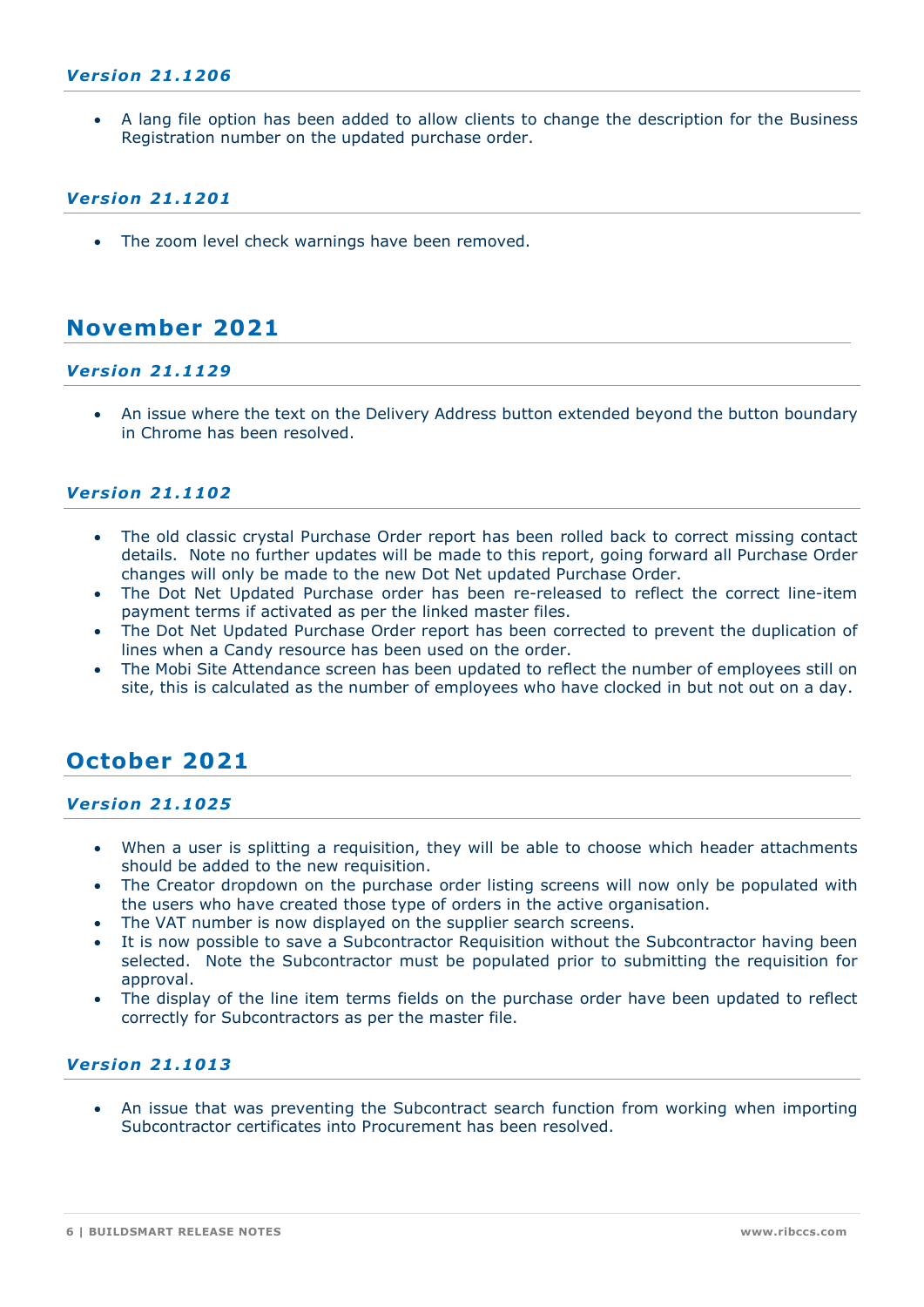### *Version 21.1206*

- A lang file option has been added to allow clients to change the description for the Business Registration number on the updated purchase order.

### *Version 21.1201*

- The zoom level check warnings have been removed.

## November 2021

### *Version 21.1129*

- An issue where the text on the Delivery Address button extended beyond the button boundary in Chrome has been resolved.

### *Version 21.1102*

- The old classic crystal Purchase Order report has been rolled back to correct missing contact details. Note no further updates will be made to this report, going forward all Purchase Order changes will only be made to the new Dot Net updated Purchase Order.
- The Dot Net Updated Purchase order has been re-released to reflect the correct line-item payment terms if activated as per the linked master files.
- The Dot Net Updated Purchase Order report has been corrected to prevent the duplication of lines when a Candy resource has been used on the order.
- The Mobi Site Attendance screen has been updated to reflect the number of employees still on site, this is calculated as the number of employees who have clocked in but not out on a day.

## October 2021

### *Version 21.1025*

- When a user is splitting a requisition, they will be able to choose which header attachments should be added to the new requisition.
- The Creator dropdown on the purchase order listing screens will now only be populated with the users who have created those type of orders in the active organisation.
- The VAT number is now displayed on the supplier search screens.
- It is now possible to save a Subcontractor Requisition without the Subcontractor having been selected. Note the Subcontractor must be populated prior to submitting the requisition for approval.
- The display of the line item terms fields on the purchase order have been updated to reflect correctly for Subcontractors as per the master file.

### *Version 21.1013*

- An issue that was preventing the Subcontract search function from working when importing Subcontractor certificates into Procurement has been resolved.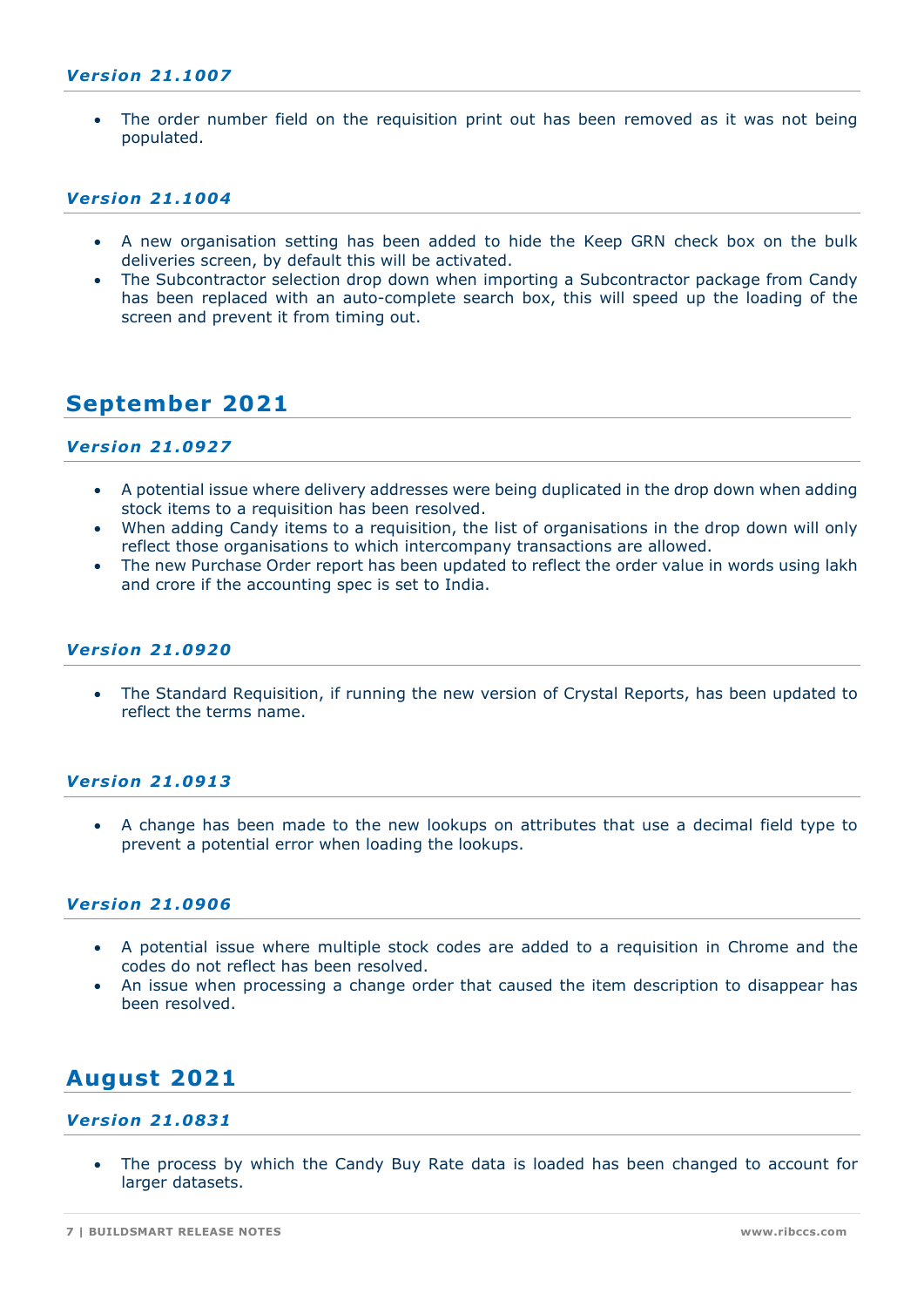### *Version 21.1007*

- The order number field on the requisition print out has been removed as it was not being populated.

### *Version 21.1004*

- A new organisation setting has been added to hide the Keep GRN check box on the bulk deliveries screen, by default this will be activated.
- The Subcontractor selection drop down when importing a Subcontractor package from Candy has been replaced with an auto-complete search box, this will speed up the loading of the screen and prevent it from timing out.

## September 2021

### *Version 21.0927*

- A potential issue where delivery addresses were being duplicated in the drop down when adding stock items to a requisition has been resolved.
- When adding Candy items to a requisition, the list of organisations in the drop down will only reflect those organisations to which intercompany transactions are allowed.
- The new Purchase Order report has been updated to reflect the order value in words using lakh and crore if the accounting spec is set to India.

### *Version 21.0920*

- The Standard Requisition, if running the new version of Crystal Reports, has been updated to reflect the terms name.

### *Version 21.0913*

- A change has been made to the new lookups on attributes that use a decimal field type to prevent a potential error when loading the lookups.

### *Version 21.0906*

- A potential issue where multiple stock codes are added to a requisition in Chrome and the codes do not reflect has been resolved.
- An issue when processing a change order that caused the item description to disappear has been resolved.

## August 2021

### *Version 21.0831*

- The process by which the Candy Buy Rate data is loaded has been changed to account for larger datasets.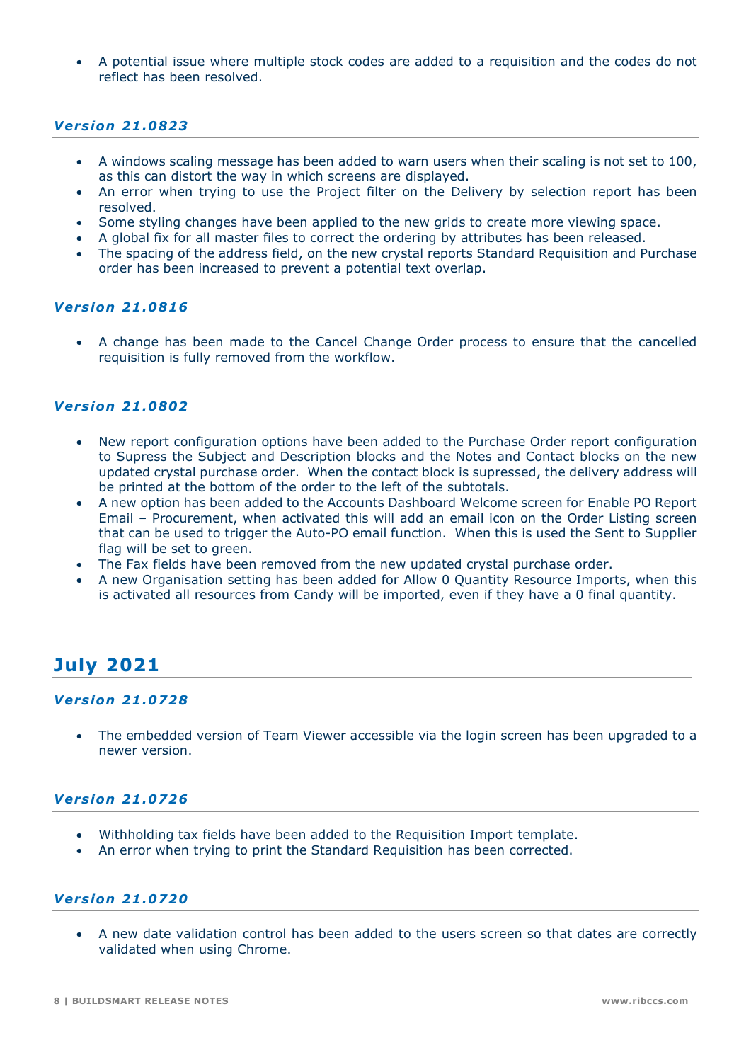- A potential issue where multiple stock codes are added to a requisition and the codes do not reflect has been resolved.

### *Version 21.0823*

- A windows scaling message has been added to warn users when their scaling is not set to 100, as this can distort the way in which screens are displayed.
- An error when trying to use the Project filter on the Delivery by selection report has been resolved.
- Some styling changes have been applied to the new grids to create more viewing space.
- A global fix for all master files to correct the ordering by attributes has been released.
- The spacing of the address field, on the new crystal reports Standard Requisition and Purchase order has been increased to prevent a potential text overlap.

### *Version 21.0816*

- A change has been made to the Cancel Change Order process to ensure that the cancelled requisition is fully removed from the workflow.

### *Version 21.0802*

- New report configuration options have been added to the Purchase Order report configuration to Supress the Subject and Description blocks and the Notes and Contact blocks on the new updated crystal purchase order. When the contact block is supressed, the delivery address will be printed at the bottom of the order to the left of the subtotals.
- A new option has been added to the Accounts Dashboard Welcome screen for Enable PO Report Email – Procurement, when activated this will add an email icon on the Order Listing screen that can be used to trigger the Auto-PO email function. When this is used the Sent to Supplier flag will be set to green.
- The Fax fields have been removed from the new updated crystal purchase order.
- A new Organisation setting has been added for Allow 0 Quantity Resource Imports, when this is activated all resources from Candy will be imported, even if they have a 0 final quantity.

## July 2021

### *Version 21.0728*

- The embedded version of Team Viewer accessible via the login screen has been upgraded to a newer version.

### *Version 21.0726*

- Withholding tax fields have been added to the Requisition Import template.
- An error when trying to print the Standard Requisition has been corrected.

### *Version 21.0720*

- A new date validation control has been added to the users screen so that dates are correctly validated when using Chrome.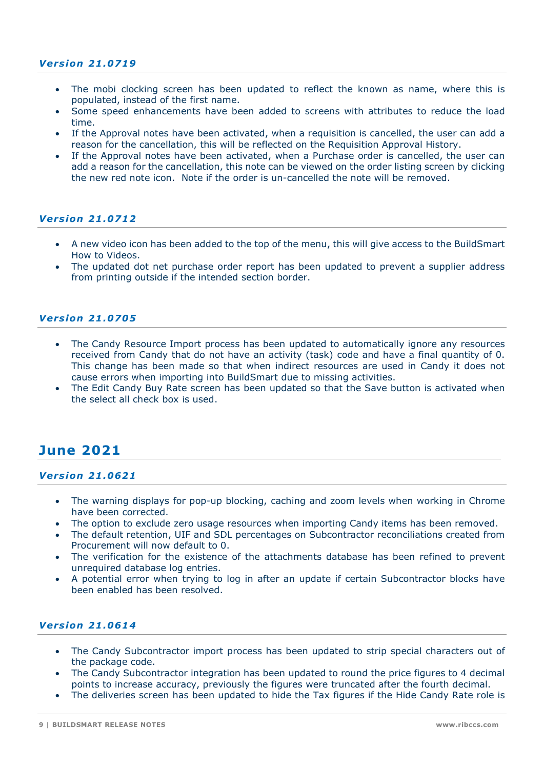### *Version 21.0719*

- The mobi clocking screen has been updated to reflect the known as name, where this is populated, instead of the first name.
- Some speed enhancements have been added to screens with attributes to reduce the load time.
- If the Approval notes have been activated, when a requisition is cancelled, the user can add a reason for the cancellation, this will be reflected on the Requisition Approval History.
- If the Approval notes have been activated, when a Purchase order is cancelled, the user can add a reason for the cancellation, this note can be viewed on the order listing screen by clicking the new red note icon. Note if the order is un-cancelled the note will be removed.

### *Version 21.0712*

- A new video icon has been added to the top of the menu, this will give access to the BuildSmart How to Videos.
- The updated dot net purchase order report has been updated to prevent a supplier address from printing outside if the intended section border.

### *Version 21.0705*

- The Candy Resource Import process has been updated to automatically ignore any resources received from Candy that do not have an activity (task) code and have a final quantity of 0. This change has been made so that when indirect resources are used in Candy it does not cause errors when importing into BuildSmart due to missing activities.
- The Edit Candy Buy Rate screen has been updated so that the Save button is activated when the select all check box is used.

## June 2021

### *Version 21.0621*

- The warning displays for pop-up blocking, caching and zoom levels when working in Chrome have been corrected.
- The option to exclude zero usage resources when importing Candy items has been removed.
- The default retention, UIF and SDL percentages on Subcontractor reconciliations created from Procurement will now default to 0.
- The verification for the existence of the attachments database has been refined to prevent unrequired database log entries.
- A potential error when trying to log in after an update if certain Subcontractor blocks have been enabled has been resolved.

### *Version 21.0614*

- The Candy Subcontractor import process has been updated to strip special characters out of the package code.
- The Candy Subcontractor integration has been updated to round the price figures to 4 decimal points to increase accuracy, previously the figures were truncated after the fourth decimal.
- The deliveries screen has been updated to hide the Tax figures if the Hide Candy Rate role is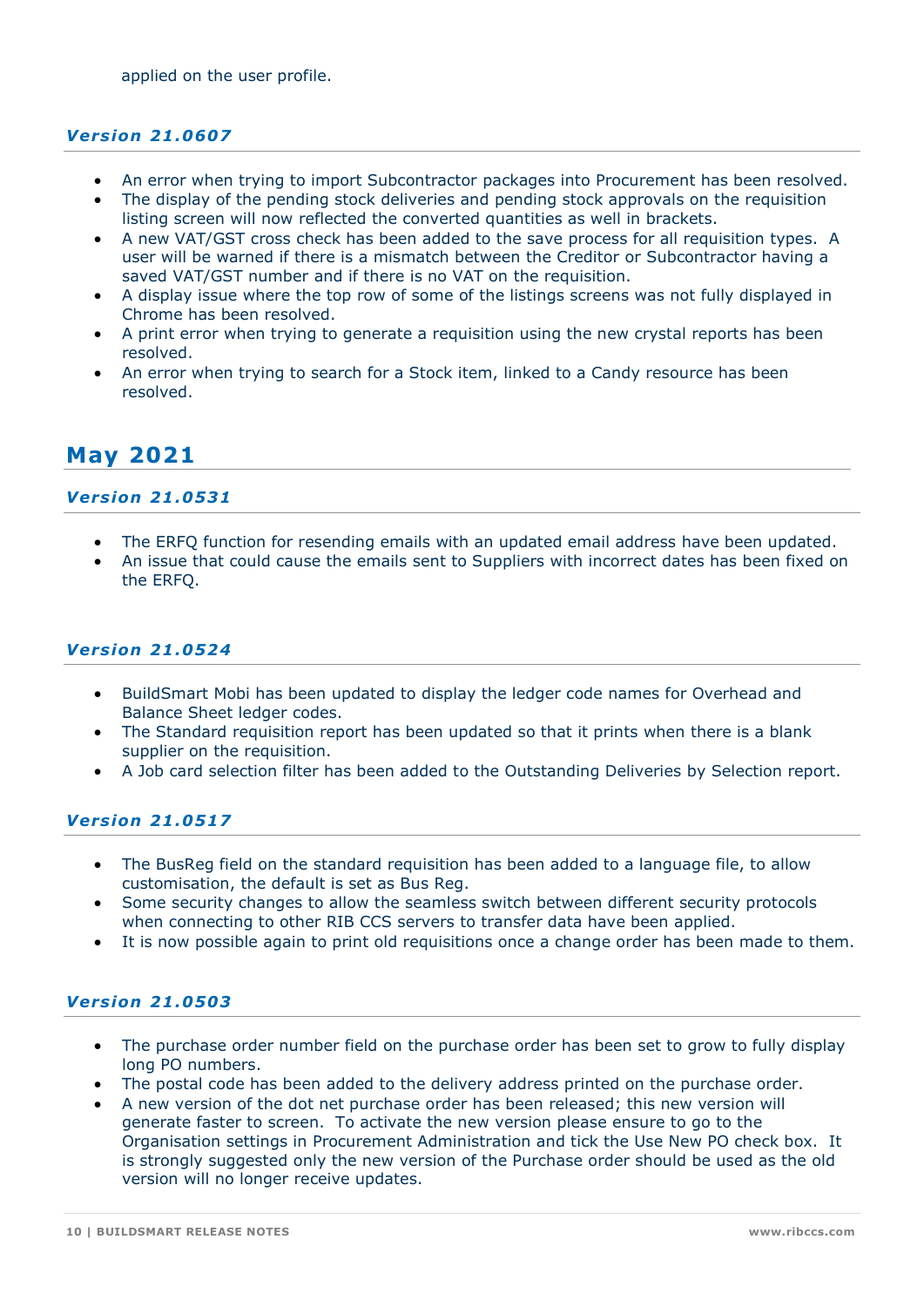applied on the user profile.

### *Version 21.0607*

- An error when trying to import Subcontractor packages into Procurement has been resolved.
- The display of the pending stock deliveries and pending stock approvals on the requisition listing screen will now reflected the converted quantities as well in brackets.
- A new VAT/GST cross check has been added to the save process for all requisition types. A user will be warned if there is a mismatch between the Creditor or Subcontractor having a saved VAT/GST number and if there is no VAT on the requisition.
- A display issue where the top row of some of the listings screens was not fully displayed in Chrome has been resolved.
- A print error when trying to generate a requisition using the new crystal reports has been resolved.
- An error when trying to search for a Stock item, linked to a Candy resource has been resolved.

## May 2021

### *Version 21.0531*

- The ERFQ function for resending emails with an updated email address have been updated.
- An issue that could cause the emails sent to Suppliers with incorrect dates has been fixed on the ERFQ.

### *Version 21.0524*

- BuildSmart Mobi has been updated to display the ledger code names for Overhead and Balance Sheet ledger codes.
- The Standard requisition report has been updated so that it prints when there is a blank supplier on the requisition.
- A Job card selection filter has been added to the Outstanding Deliveries by Selection report.

### *Version 21.0517*

- The BusReg field on the standard requisition has been added to a language file, to allow customisation, the default is set as Bus Reg.
- Some security changes to allow the seamless switch between different security protocols when connecting to other RIB CCS servers to transfer data have been applied.
- It is now possible again to print old requisitions once a change order has been made to them.

### *Version 21.0503*

- The purchase order number field on the purchase order has been set to grow to fully display long PO numbers.
- The postal code has been added to the delivery address printed on the purchase order.
- A new version of the dot net purchase order has been released; this new version will generate faster to screen. To activate the new version please ensure to go to the Organisation settings in Procurement Administration and tick the Use New PO check box. It is strongly suggested only the new version of the Purchase order should be used as the old version will no longer receive updates.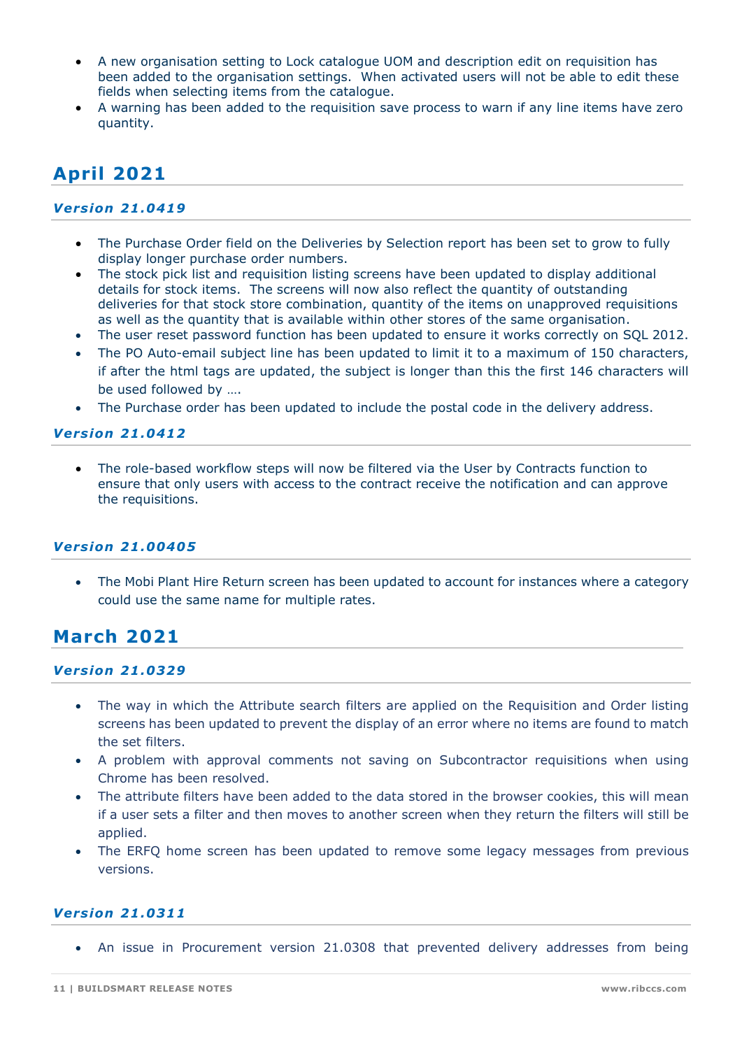- A new organisation setting to Lock catalogue UOM and description edit on requisition has been added to the organisation settings. When activated users will not be able to edit these fields when selecting items from the catalogue.
- A warning has been added to the requisition save process to warn if any line items have zero quantity.

## April 2021

### *Version 21.0419*

- The Purchase Order field on the Deliveries by Selection report has been set to grow to fully display longer purchase order numbers.
- The stock pick list and requisition listing screens have been updated to display additional details for stock items. The screens will now also reflect the quantity of outstanding deliveries for that stock store combination, quantity of the items on unapproved requisitions as well as the quantity that is available within other stores of the same organisation.
- The user reset password function has been updated to ensure it works correctly on SQL 2012.
- The PO Auto-email subject line has been updated to limit it to a maximum of 150 characters, if after the html tags are updated, the subject is longer than this the first 146 characters will be used followed by ….
- The Purchase order has been updated to include the postal code in the delivery address.

### *Version 21.0412*

- The role-based workflow steps will now be filtered via the User by Contracts function to ensure that only users with access to the contract receive the notification and can approve the requisitions.

### *Version 21.00405*

- The Mobi Plant Hire Return screen has been updated to account for instances where a category could use the same name for multiple rates.

## March 2021

### *Version 21.0329*

- The way in which the Attribute search filters are applied on the Requisition and Order listing screens has been updated to prevent the display of an error where no items are found to match the set filters.
- A problem with approval comments not saving on Subcontractor requisitions when using Chrome has been resolved.
- The attribute filters have been added to the data stored in the browser cookies, this will mean if a user sets a filter and then moves to another screen when they return the filters will still be applied.
- The ERFQ home screen has been updated to remove some legacy messages from previous versions.

### *Version 21.0311*

- An issue in Procurement version 21.0308 that prevented delivery addresses from being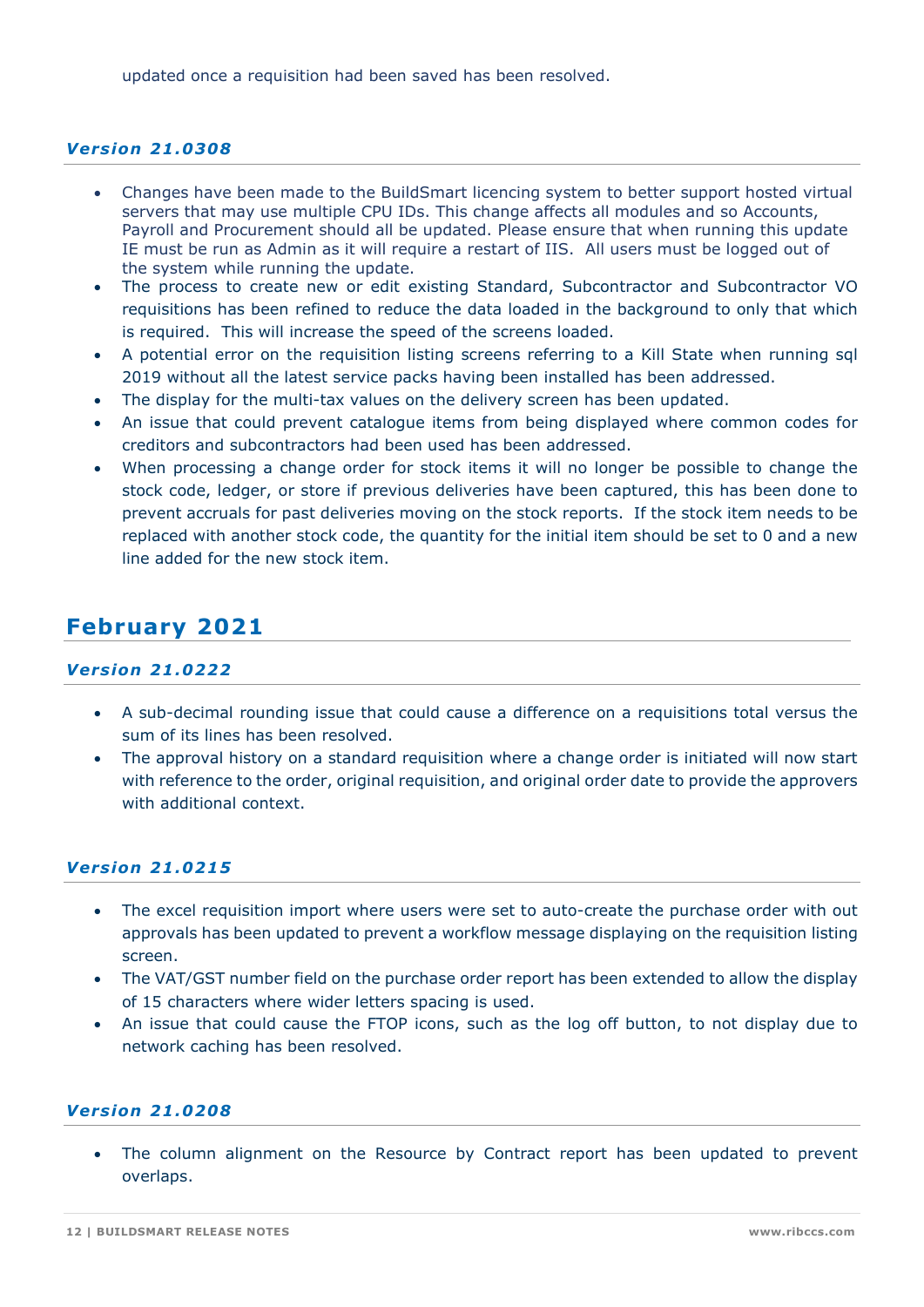updated once a requisition had been saved has been resolved.

### *Version 21.0308*

- Changes have been made to the BuildSmart licencing system to better support hosted virtual servers that may use multiple CPU IDs. This change affects all modules and so Accounts, Payroll and Procurement should all be updated. Please ensure that when running this update IE must be run as Admin as it will require a restart of IIS. All users must be logged out of the system while running the update.
- The process to create new or edit existing Standard, Subcontractor and Subcontractor VO requisitions has been refined to reduce the data loaded in the background to only that which is required. This will increase the speed of the screens loaded.
- A potential error on the requisition listing screens referring to a Kill State when running sql 2019 without all the latest service packs having been installed has been addressed.
- The display for the multi-tax values on the delivery screen has been updated.
- An issue that could prevent catalogue items from being displayed where common codes for creditors and subcontractors had been used has been addressed.
- When processing a change order for stock items it will no longer be possible to change the stock code, ledger, or store if previous deliveries have been captured, this has been done to prevent accruals for past deliveries moving on the stock reports. If the stock item needs to be replaced with another stock code, the quantity for the initial item should be set to 0 and a new line added for the new stock item.

## February 2021

### *Version 21.0222*

- A sub-decimal rounding issue that could cause a difference on a requisitions total versus the sum of its lines has resolved.
- The approval history on a standard requisition where a change order is initiated will now start with reference to the order, original requisition, and original order date to provide the approvers with additional context.

### *Version 21.0215*

- The excel requisition import where users were set to auto-create the purchase order with out approvals has been updated to prevent a workflow message displaying on the requisition listing screen.
- The VAT/GST number field on the purchase order report has been extended to allow the display of 15 characters where wider letters spacing is used.
- An issue that could cause the FTOP icons, such as the log off button, to not display due to network caching has been resolved.

### *Version 21.0208*

- The column alignment on the Resource by Contract report has been updated to prevent overlaps.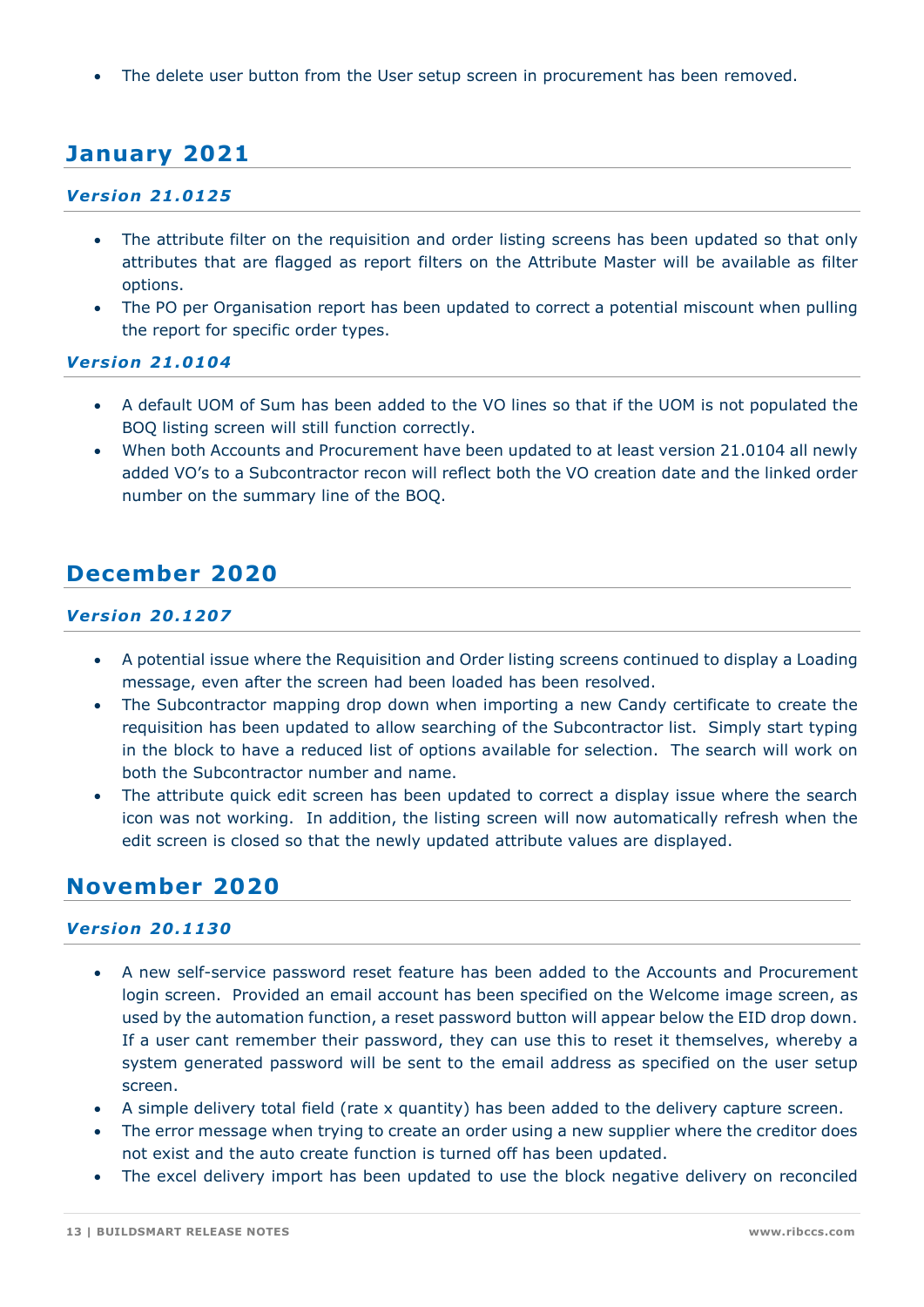- The delete user button from the User setup screen in procurement has been removed.

## January 2021

### *Version 21.0125*

- The attribute filter on the requisition and order listing screens has been updated so that only attributes that are flagged as report filters on the Attribute Master will be available as filter options.
- The PO per Organisation report has been updated to correct a potential miscount when pulling the report for specific order types.

### *Version 21.0104*

- A default UOM of Sum has been added to the VO lines so that if the UOM is not populated the BOQ listing screen will still function correctly.
- When both Accounts and Procurement have been updated to at least version 21.0104 all newly added VO's to a Subcontractor recon will reflect both the VO creation date and the linked order number on the summary line of the BOQ.

## December 2020

### *Version 20.1207*

- A potential issue where the Requisition and Order listing screens continued to display a Loading message, even after the screen had been loaded has been resolved.
- The Subcontractor mapping drop down when importing a new Candy certificate to create the requisition has been updated to allow searching of the Subcontractor list. Simply start typing in the block to have a reduced list of options available for selection. The search will work on both the Subcontractor number and name.
- The attribute quick edit screen has been updated to correct a display issue where the search icon was not working. In addition, the listing screen will now automatically refresh when the edit screen is closed so that the newly updated attribute values are displayed.

## November 2020

### *Version 20.1130*

- A new self-service password reset feature has been added to the Accounts and Procurement login screen. Provided an email account has been specified on the Welcome image screen, as used by the automation function, a reset password button will appear below the EID drop down. If a user cant remember their password, they can use this to reset it themselves, whereby a system generated password will be sent to the email address as specified on the user setup screen.
- A simple delivery total field (rate x quantity) has been added to the delivery capture screen.
- The error message when trying to create an order using a new supplier where the creditor does not exist and the auto create function is turned off has been updated.
- The excel delivery import has been updated to use the block negative delivery on reconciled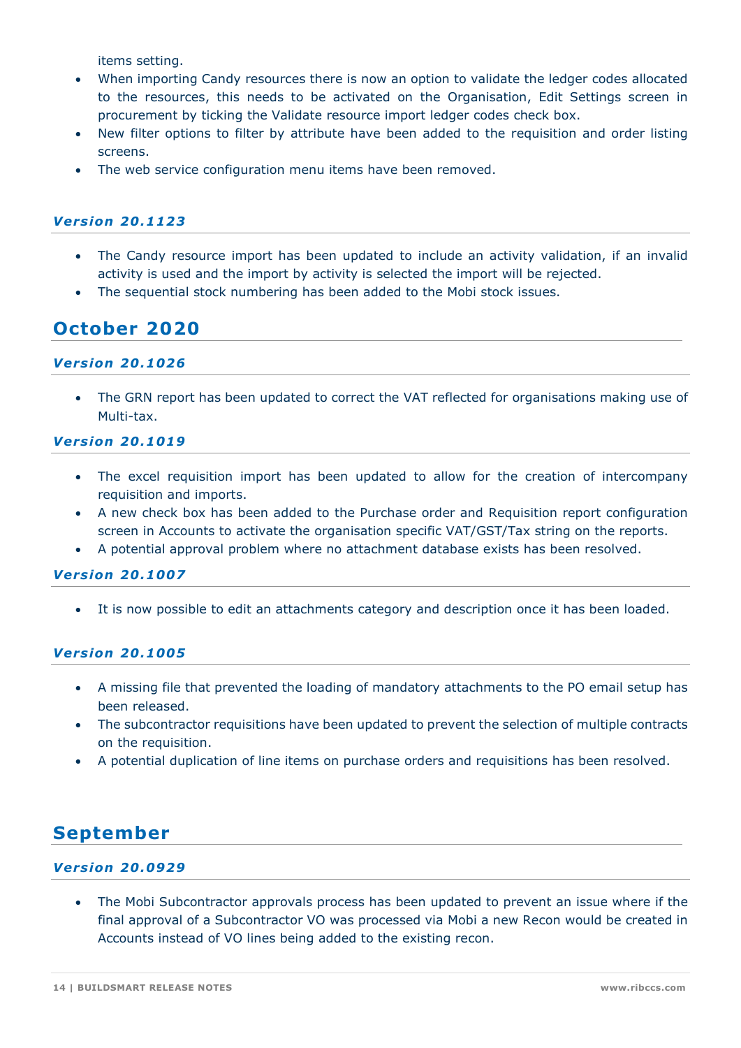items setting.

- When importing Candy resources there is now an option to validate the ledger codes allocated to the resources, this needs to be activated on the Organisation, Edit Settings screen in procurement by ticking the Validate resource import ledger codes check box.
- New filter options to filter by attribute have been added to the requisition and order listing screens.
- The web service configuration menu items have been removed.

### *Version 20.1123*

- The Candy resource import has been updated to include an activity validation, if an invalid activity is used and the import by activity is selected the import will be rejected.
- The sequential stock numbering has been added to the Mobi stock issues.

## October 2020

### *Version 20.1026*

- The GRN report has been updated to correct the VAT reflected for organisations making use of Multi-tax.

### *Version 20.1019*

- The excel requisition import has been updated to allow for the creation of intercompany requisition and imports.
- A new check box has been added to the Purchase order and Requisition report configuration screen in Accounts to activate the organisation specific VAT/GST/Tax string on the reports.
- A potential approval problem where no attachment database exists has been resolved.

### *Version 20.1007*

- It is now possible to edit an attachments category and description once it has been loaded.

### *Version 20.1005*

- A missing file that prevented the loading of mandatory attachments to the PO email setup has been released.
- The subcontractor requisitions have been updated to prevent the selection of multiple contracts on the requisition.
- A potential duplication of line items on purchase orders and requisitions has been resolved.

## September

### *Version 20.0929*

- The Mobi Subcontractor approvals process has been updated to prevent an issue where if the final approval of a Subcontractor VO was processed via Mobi a new Recon would be created in Accounts instead of VO lines being added to the existing recon.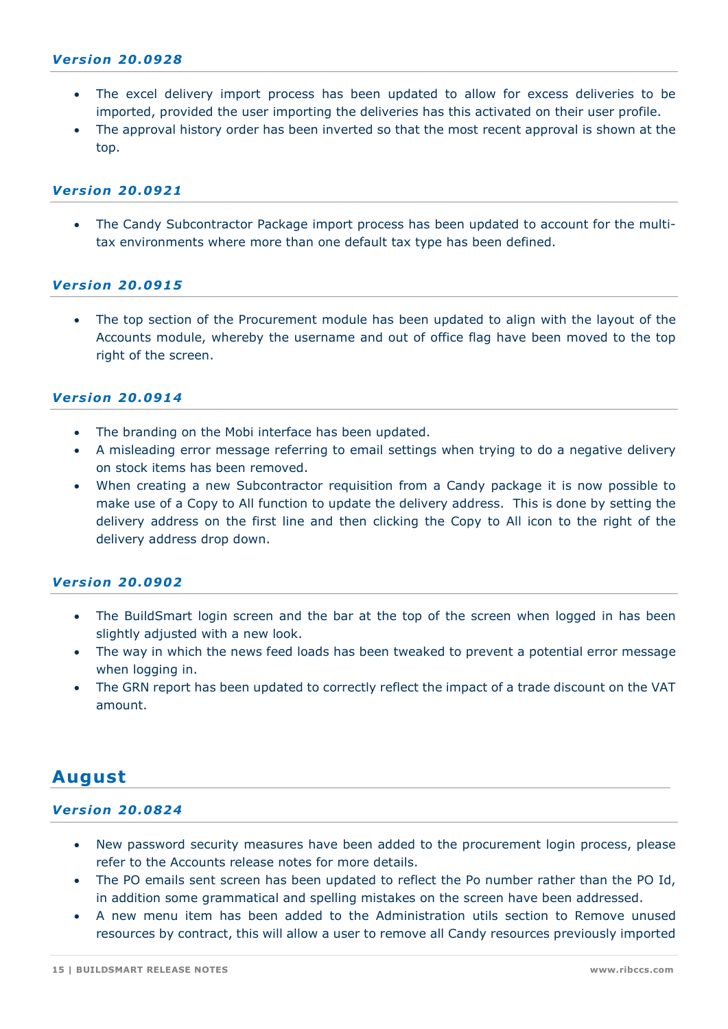### *Version 20.0928*

- The excel delivery import process has been updated to allow for excess deliveries to be imported, provided the user importing the deliveries has this activated on their user profile.
- The approval history order has been inverted so that the most recent approval is shown at the top.

### *Version 20.0921*

- The Candy Subcontractor Package import process has been updated to account for the multi-tax environments where more than one default tax type has been defined.

### *Version 20.0915*

- The top section of the Procurement module has been updated to align with the layout of the Accounts module, whereby the username and out of office flag have been moved to the top right of the screen.

### *Version 20.0914*

- The branding on the Mobi interface has been updated.
- A misleading error message referring to email settings when trying to do a negative delivery on stock items has been removed.
- When creating a new Subcontractor requisition from a Candy package it is now possible to make use of a Copy to All function to update the delivery address. This is done by setting the delivery address on the first line and then clicking the Copy to All icon to the right of the delivery address drop down.

### *Version 20.0902*

- The BuildSmart login screen and the bar at the top of the screen when logged in has been slightly adjusted with a new look.
- The way in which the news feed loads has been tweaked to prevent a potential error message when logging in.
- The GRN report has been updated to correctly reflect the impact of a trade discount on the VAT amount.

## August

### *Version 20.0824*

- New password security measures have been added to the procurement login process, please refer to the Accounts release notes for more details.
- The PO emails sent screen has been updated to reflect the Po number rather than the PO Id, in addition some grammatical and spelling mistakes on the screen have been addressed.
- A new menu item has been added to the Administration utils section to Remove unused resources by contract, this will allow a user to remove all Candy resources previously imported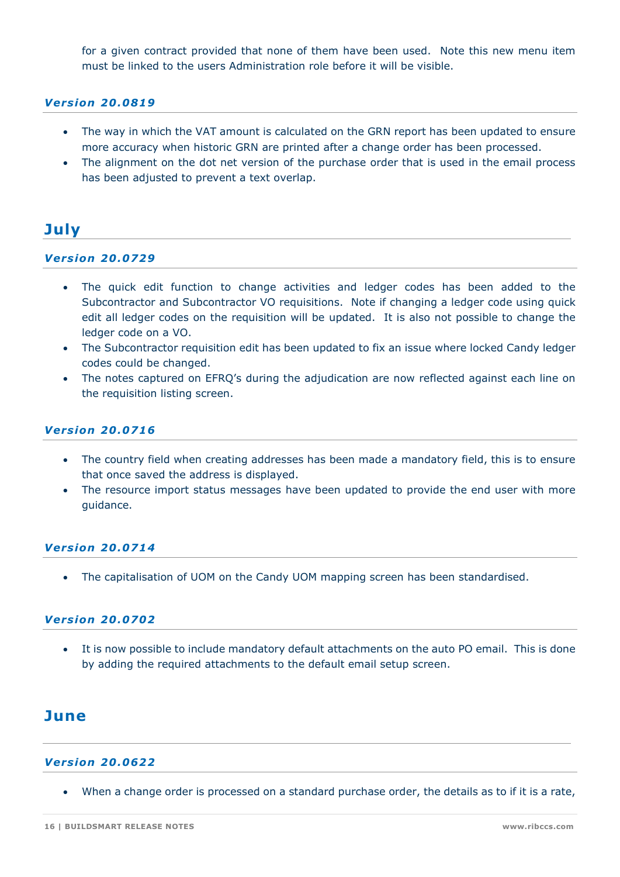for a given contract provided that none of them have been used. Note this new menu item must be linked to the users Administration role before it will be visible.

### *Version 20.0819*

- The way in which the VAT amount is calculated on the GRN report has been updated to ensure more accuracy when historic GRN are printed after a change order has been processed.
- The alignment on the dot net version of the purchase order that is used in the email process has been adjusted to prevent a text overlap.

## July

### *Version 20.0729*

- The quick edit function to change activities and ledger codes has been added to the Subcontractor and Subcontractor VO requisitions. Note if changing a ledger code using quick edit all ledger codes on the requisition will be updated. It is also not possible to change the ledger code on a VO.
- The Subcontractor requisition edit has been updated to fix an issue where locked Candy ledger codes could be changed.
- The notes captured on EFRQ's during the adjudication are now reflected against each line on the requisition listing screen.

### *Version 20.0716*

- The country field when creating addresses has been made a mandatory field, this is to ensure that once saved the address is displayed.
- The resource import status messages have been updated to provide the end user with more guidance.

### *Version 20.0714*

- The capitalisation of UOM on the Candy UOM mapping screen has been standardised.

### *Version 20.0702*

- It is now possible to include mandatory default attachments on the auto PO email. This is done by adding the required attachments to the default email setup screen.

## June

### *Version 20.0622*

- When a change order is processed on a standard purchase order, the details as to if it is a rate,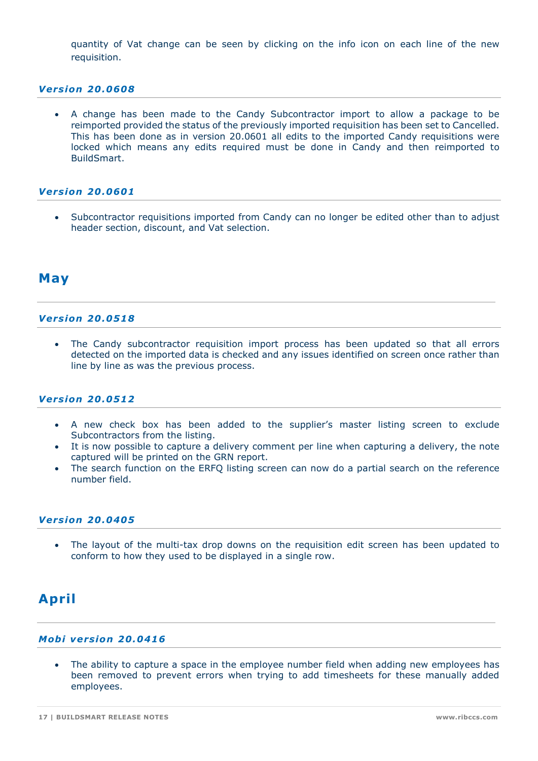quantity of Vat change can be seen by clicking on the info icon on each line of the new requisition.

### *Version 20.0608*

- A change has been made to the Candy Subcontractor import to allow a package to be reimported provided the status of the previously imported requisition has been set to Cancelled. This has been done as in version 20.0601 all edits to the imported Candy requisitions were locked which means any edits required must be done in Candy and then reimported to BuildSmart.

### *Version 20.0601*

- Subcontractor requisitions imported from Candy can no longer be edited other than to adjust header section, discount, and Vat selection.

## May

### *Version 20.0518*

- The Candy subcontractor requisition import process has been updated so that all errors detected on the imported data is checked and any issues identified on screen once rather than line by line as was the previous process.

### *Version 20.0512*

- A new check box has been added to the supplier's master listing screen to exclude Subcontractors from the listing.
- It is now possible to capture a delivery comment per line when capturing a delivery, the note captured will be printed on the GRN report.
- The search function on the ERFQ listing screen can now do a partial search on the reference number field.

### *Version 20.0405*

- The layout of the multi-tax drop downs on the requisition edit screen has been updated to conform to how they used to be displayed in a single row.

## April

### *Mobi version 20.0416*

- The ability to capture a space in the employee number field when adding new employees has been removed to prevent errors when trying to add timesheets for these manually added employees.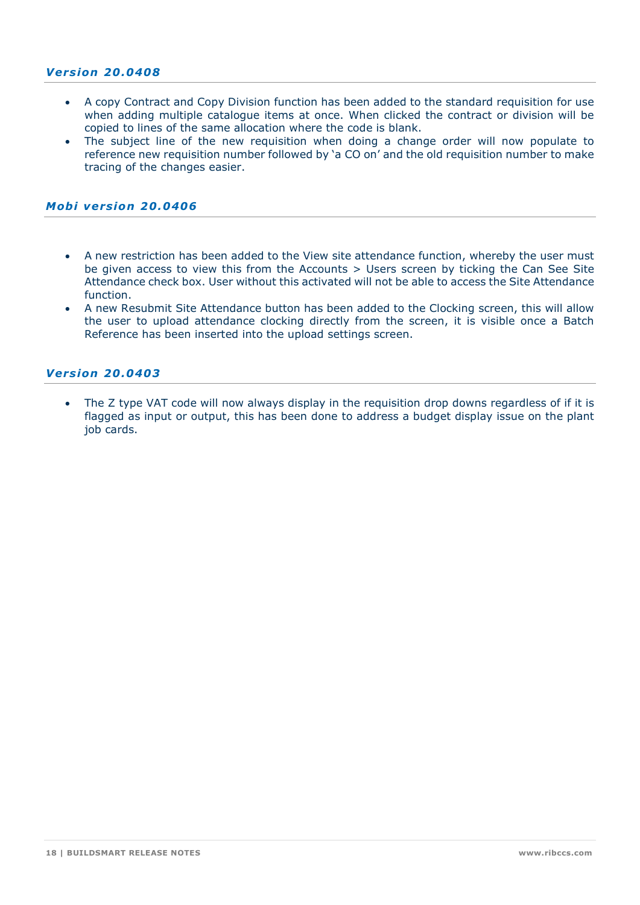### *Version 20.0408*

- A copy Contract and Copy Division function has been added to the standard requisition for use when adding multiple catalogue items at once. When clicked the contract or division will be copied to lines of the same allocation where the code is blank.
- The subject line of the new requisition when doing a change order will now populate to reference new requisition number followed by 'a CO on' and the old requisition number to make tracing of the changes easier.

### *Mobi version 20.0406*

- A new restriction has been added to the View site attendance function, whereby the user must be given access to view this from the Accounts > Users screen by ticking the Can See Site Attendance check box. User without this activated will not be able to access the Site Attendance function.
- A new Resubmit Site Attendance button has been added to the Clocking screen, this will allow the user to upload attendance clocking directly from the screen, it is visible once a Batch Reference has been inserted into the upload settings screen.

### *Version 20.0403*

- The Z type VAT code will now always display in the requisition drop downs regardless of if it is flagged as input or output, this has been done to address a budget display issue on the plant job cards.